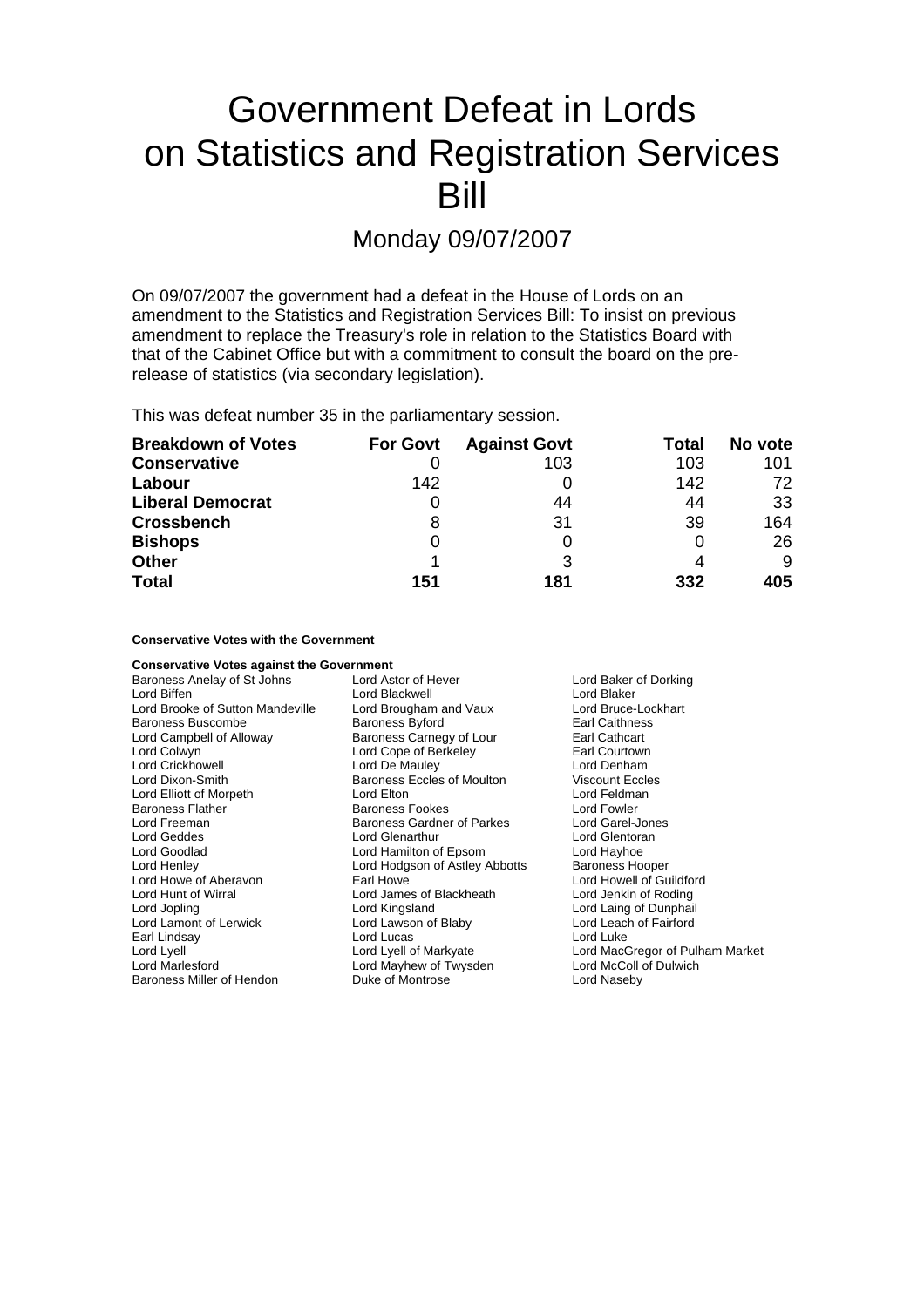# Government Defeat in Lords on Statistics and Registration Services Bill

## Monday 09/07/2007

On 09/07/2007 the government had a defeat in the House of Lords on an amendment to the Statistics and Registration Services Bill: To insist on previous amendment to replace the Treasury's role in relation to the Statistics Board with that of the Cabinet Office but with a commitment to consult the board on the pre-release of statistics (via secondary legislation).

This was defeat number 35 in the parliamentary session.

| Breakdown of Votes | For Govt | Against Govt | Total | No vote |
|---|---|---|---|---|
| **Conservative** | 0 | 103 | 103 | 101 |
| **Labour** | 142 | 0 | 142 | 72 |
| **Liberal Democrat** | 0 | 44 | 44 | 33 |
| **Crossbench** | 8 | 31 | 39 | 164 |
| **Bishops** | 0 | 0 | 0 | 26 |
| **Other** | 1 | 3 | 4 | 9 |
| **Total** | **151** | **181** | **332** | **405** |

**Conservative Votes with the Government**

**Conservative Votes against the Government**

| | | |
|---|---|---|
| Baroness Anelay of St Johns | Lord Astor of Hever | Lord Baker of Dorking |
| Lord Biffen | Lord Blackwell | Lord Blaker |
| Lord Brooke of Sutton Mandeville | Lord Brougham and Vaux | Lord Bruce-Lockhart |
| Baroness Buscombe | Baroness Byford | Earl Caithness |
| Lord Campbell of Alloway | Baroness Carnegy of Lour | Earl Cathcart |
| Lord Colwyn | Lord Cope of Berkeley | Earl Courtown |
| Lord Crickhowell | Lord De Mauley | Lord Denham |
| Lord Dixon-Smith | Baroness Eccles of Moulton | Viscount Eccles |
| Lord Elliott of Morpeth | Lord Elton | Lord Feldman |
| Baroness Flather | Baroness Fookes | Lord Fowler |
| Lord Freeman | Baroness Gardner of Parkes | Lord Garel-Jones |
| Lord Geddes | Lord Glenarthur | Lord Glentoran |
| Lord Goodlad | Lord Hamilton of Epsom | Lord Hayhoe |
| Lord Henley | Lord Hodgson of Astley Abbotts | Baroness Hooper |
| Lord Howe of Aberavon | Earl Howe | Lord Howell of Guildford |
| Lord Hunt of Wirral | Lord James of Blackheath | Lord Jenkin of Roding |
| Lord Jopling | Lord Kingsland | Lord Laing of Dunphail |
| Lord Lamont of Lerwick | Lord Lawson of Blaby | Lord Leach of Fairford |
| Earl Lindsay | Lord Lucas | Lord Luke |
| Lord Lyell | Lord Lyell of Markyate | Lord MacGregor of Pulham Market |
| Lord Marlesford | Lord Mayhew of Twysden | Lord McColl of Dulwich |
| Baroness Miller of Hendon | Duke of Montrose | Lord Naseby |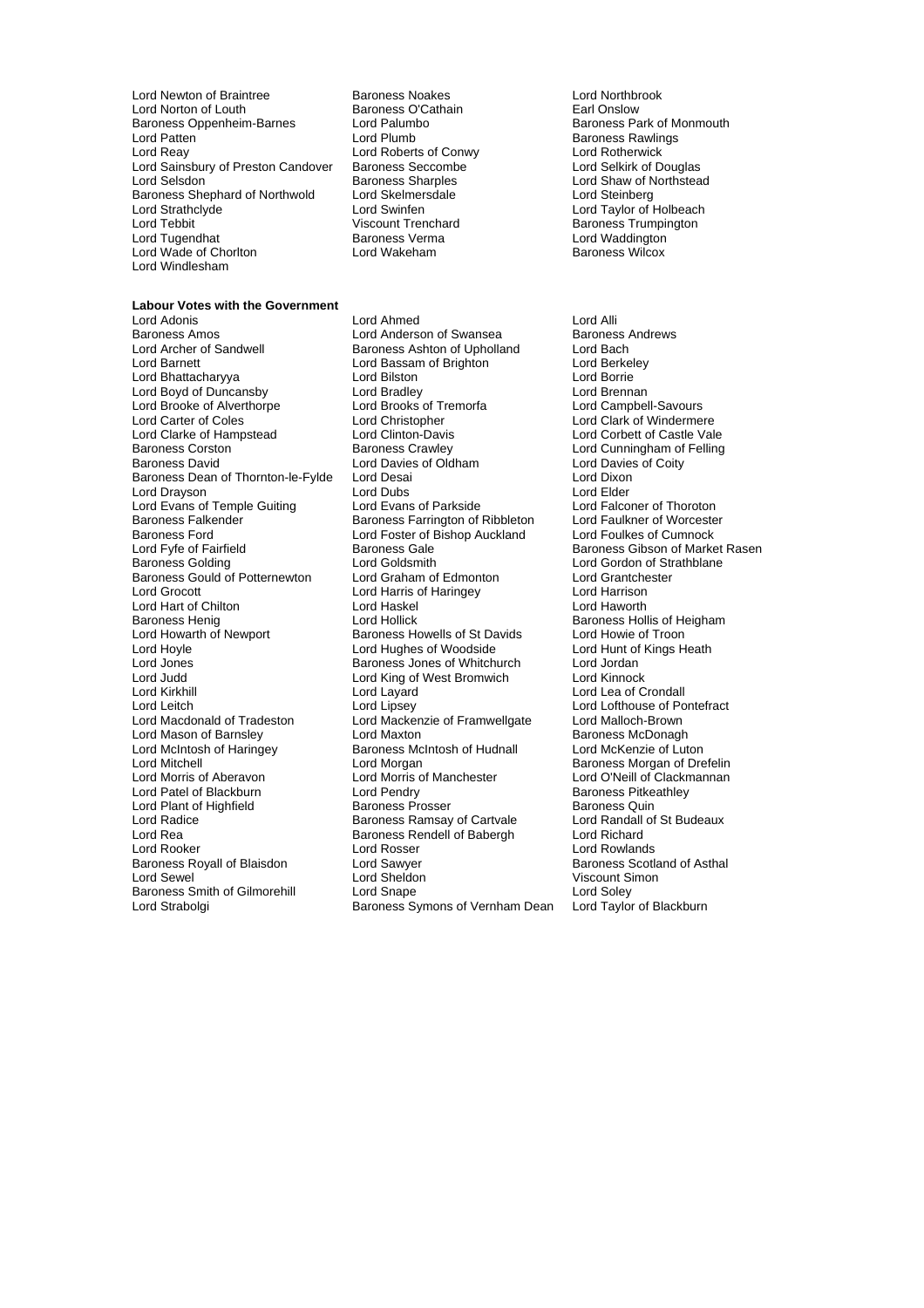Lord Newton of Braintree
Lord Norton of Louth
Baroness Oppenheim-Barnes
Lord Patten
Lord Reay
Lord Sainsbury of Preston Candover
Lord Selsdon
Baroness Shephard of Northwold
Lord Strathclyde
Lord Tebbit
Lord Tugendhat
Lord Wade of Chorlton
Lord Windlesham
Baroness Noakes
Baroness O'Cathain
Lord Palumbo
Lord Plumb
Lord Roberts of Conwy
Baroness Seccombe
Baroness Sharples
Lord Skelmersdale
Lord Swinfen
Viscount Trenchard
Baroness Verma
Lord Wakeham
Lord Northbrook
Earl Onslow
Baroness Park of Monmouth
Baroness Rawlings
Lord Rotherwick
Lord Selkirk of Douglas
Lord Shaw of Northstead
Lord Steinberg
Lord Taylor of Holbeach
Baroness Trumpington
Lord Waddington
Baroness Wilcox

**Labour Votes with the Government**

Lord Adonis
Baroness Amos
Lord Archer of Sandwell
Lord Barnett
Lord Bhattacharyya
Lord Boyd of Duncansby
Lord Brooke of Alverthorpe
Lord Carter of Coles
Lord Clarke of Hampstead
Baroness Corston
Baroness David
Baroness Dean of Thornton-le-Fylde
Lord Drayson
Lord Evans of Temple Guiting
Baroness Falkender
Baroness Ford
Lord Fyfe of Fairfield
Baroness Golding
Baroness Gould of Potternewton
Lord Grocott
Lord Hart of Chilton
Baroness Henig
Lord Howarth of Newport
Lord Hoyle
Lord Jones
Lord Judd
Lord Kirkhill
Lord Leitch
Lord Macdonald of Tradeston
Lord Mason of Barnsley
Lord McIntosh of Haringey
Lord Mitchell
Lord Morris of Aberavon
Lord Patel of Blackburn
Lord Plant of Highfield
Lord Radice
Lord Rea
Lord Rooker
Baroness Royall of Blaisdon
Lord Sewel
Baroness Smith of Gilmorehill
Lord Strabolgi
Lord Ahmed
Lord Anderson of Swansea
Baroness Ashton of Upholland
Lord Bassam of Brighton
Lord Bilston
Lord Bradley
Lord Brooks of Tremorfa
Lord Christopher
Lord Clinton-Davis
Baroness Crawley
Lord Davies of Oldham
Lord Desai
Lord Dubs
Lord Evans of Parkside
Baroness Farrington of Ribbleton
Lord Foster of Bishop Auckland
Baroness Gale
Lord Goldsmith
Lord Graham of Edmonton
Lord Harris of Haringey
Lord Haskel
Lord Hollick
Baroness Howells of St Davids
Lord Hughes of Woodside
Baroness Jones of Whitchurch
Lord King of West Bromwich
Lord Layard
Lord Lipsey
Lord Mackenzie of Framwellgate
Lord Maxton
Baroness McIntosh of Hudnall
Lord Morgan
Lord Morris of Manchester
Lord Pendry
Baroness Prosser
Baroness Ramsay of Cartvale
Baroness Rendell of Babergh
Lord Rosser
Lord Sawyer
Lord Sheldon
Lord Snape
Baroness Symons of Vernham Dean
Lord Alli
Baroness Andrews
Lord Bach
Lord Berkeley
Lord Borrie
Lord Brennan
Lord Campbell-Savours
Lord Clark of Windermere
Lord Corbett of Castle Vale
Lord Cunningham of Felling
Lord Davies of Coity
Lord Dixon
Lord Elder
Lord Falconer of Thoroton
Lord Faulkner of Worcester
Lord Foulkes of Cumnock
Baroness Gibson of Market Rasen
Lord Gordon of Strathblane
Lord Grantchester
Lord Harrison
Lord Haworth
Baroness Hollis of Heigham
Lord Howie of Troon
Lord Hunt of Kings Heath
Lord Jordan
Lord Kinnock
Lord Lea of Crondall
Lord Lofthouse of Pontefract
Lord Malloch-Brown
Baroness McDonagh
Lord McKenzie of Luton
Baroness Morgan of Drefelin
Lord O'Neill of Clackmannan
Baroness Pitkeathley
Baroness Quin
Lord Randall of St Budeaux
Lord Richard
Lord Rowlands
Baroness Scotland of Asthal
Viscount Simon
Lord Soley
Lord Taylor of Blackburn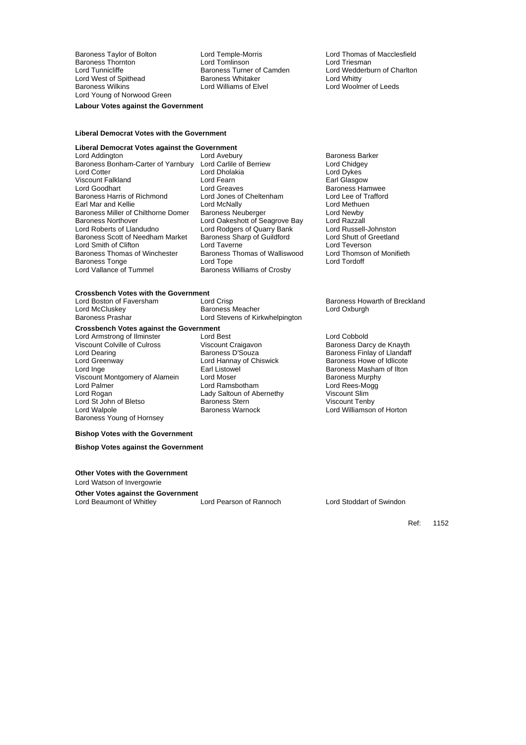Baroness Taylor of Bolton
Lord Temple-Morris
Lord Thomas of Macclesfield
Baroness Thornton
Lord Tomlinson
Lord Triesman
Lord Tunnicliffe
Baroness Turner of Camden
Lord Wedderburn of Charlton
Lord West of Spithead
Baroness Whitaker
Lord Whitty
Baroness Wilkins
Lord Williams of Elvel
Lord Woolmer of Leeds
Lord Young of Norwood Green

**Labour Votes against the Government**

**Liberal Democrat Votes with the Government**

**Liberal Democrat Votes against the Government**

Lord Addington
Lord Avebury
Baroness Barker
Baroness Bonham-Carter of Yarnbury
Lord Carlile of Berriew
Lord Chidgey
Lord Cotter
Lord Dholakia
Lord Dykes
Viscount Falkland
Lord Fearn
Earl Glasgow
Lord Goodhart
Lord Greaves
Baroness Hamwee
Baroness Harris of Richmond
Lord Jones of Cheltenham
Lord Lee of Trafford
Earl Mar and Kellie
Lord McNally
Lord Methuen
Baroness Miller of Chilthorne Domer
Baroness Neuberger
Lord Newby
Baroness Northover
Lord Oakeshott of Seagrove Bay
Lord Razzall
Lord Roberts of Llandudno
Lord Rodgers of Quarry Bank
Lord Russell-Johnston
Baroness Scott of Needham Market
Baroness Sharp of Guildford
Lord Shutt of Greetland
Lord Smith of Clifton
Lord Taverne
Lord Teverson
Baroness Thomas of Winchester
Baroness Thomas of Walliswood
Lord Thomson of Monifieth
Baroness Tonge
Lord Tope
Lord Tordoff
Lord Vallance of Tummel
Baroness Williams of Crosby

**Crossbench Votes with the Government**

Lord Boston of Faversham
Lord Crisp
Baroness Howarth of Breckland
Lord McCluskey
Baroness Meacher
Lord Oxburgh
Baroness Prashar
Lord Stevens of Kirkwhelpington

**Crossbench Votes against the Government**

Lord Armstrong of Ilminster
Lord Best
Lord Cobbold
Viscount Colville of Culross
Viscount Craigavon
Baroness Darcy de Knayth
Lord Dearing
Baroness D'Souza
Baroness Finlay of Llandaff
Lord Greenway
Lord Hannay of Chiswick
Baroness Howe of Idlicote
Lord Inge
Earl Listowel
Baroness Masham of Ilton
Viscount Montgomery of Alamein
Lord Moser
Baroness Murphy
Lord Palmer
Lord Ramsbotham
Lord Rees-Mogg
Lord Rogan
Lady Saltoun of Abernethy
Viscount Slim
Lord St John of Bletso
Baroness Stern
Viscount Tenby
Lord Walpole
Baroness Warnock
Lord Williamson of Horton
Baroness Young of Hornsey

**Bishop Votes with the Government**

**Bishop Votes against the Government**

**Other Votes with the Government**

Lord Watson of Invergowrie

**Other Votes against the Government**

Lord Beaumont of Whitley
Lord Pearson of Rannoch
Lord Stoddart of Swindon

Ref: 1152